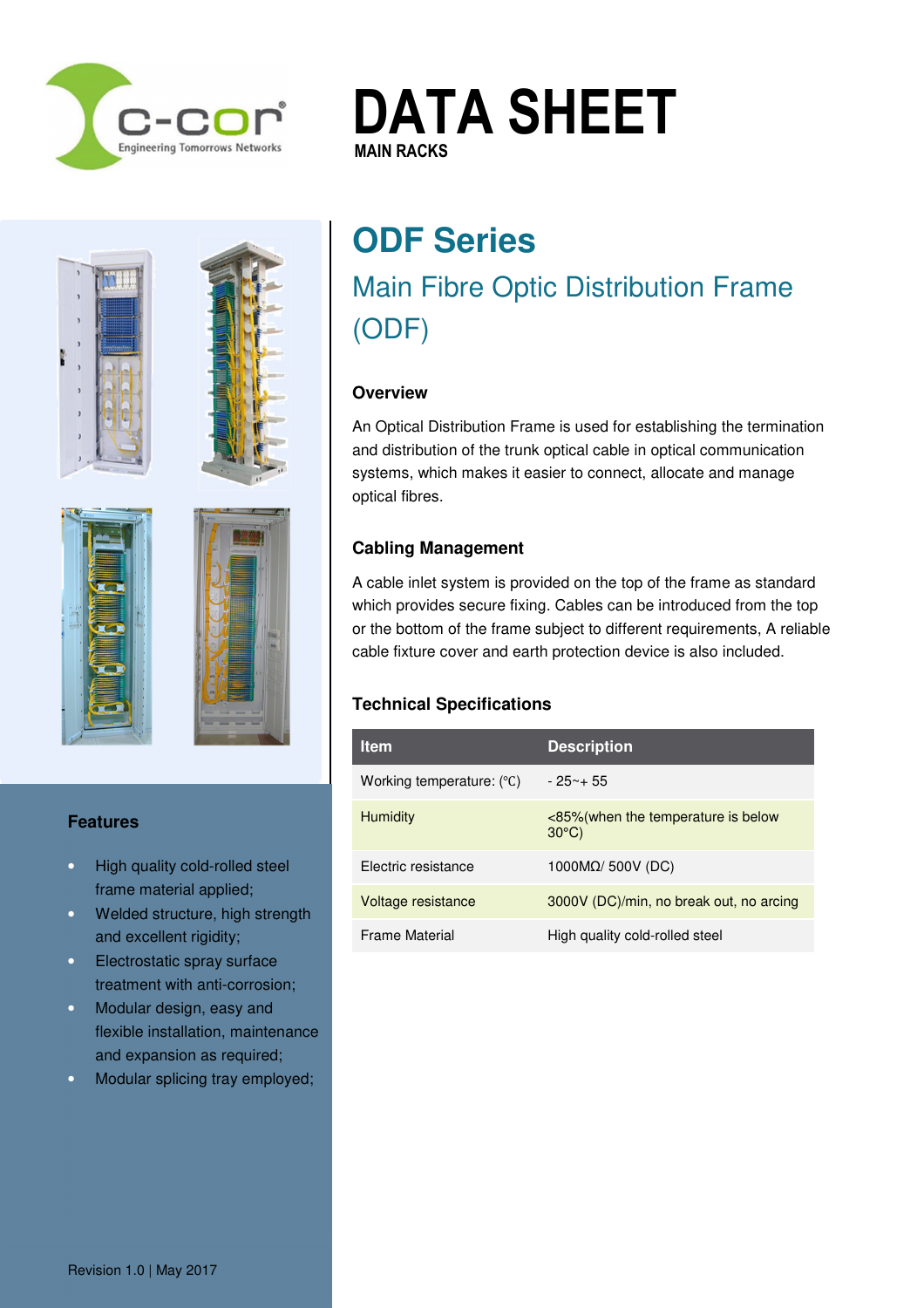# DATA SHEET

MAIN RACKS

## ODF Series

### Main Fibre Optic Distribution Frame (ODF)

**Overview**

An Optical Distribution Frame is used for establishing the termination and distribution of the trunk optical cable in optical communication systems, which makes it easier to connect, allocate and manage optical fibres.

**Cabling Management**

A cable inlet system is provided on the top of the frame as standard which provides secure fixing. Cables can be introduced from the top or the bottom of the frame subject to different requirements, A reliable cable fixture cover and earth protection device is also included.

**Technical Specifications**

| Item | Description |
|---|---|
| Working temperature: (℃) | - 25~+ 55 |
| Humidity | <85%(when the temperature is below 30°C) |
| Electric resistance | 1000MΩ/ 500V (DC) |
| Voltage resistance | 3000V (DC)/min, no break out, no arcing |
| Frame Material | High quality cold-rolled steel |

**Features**

- High quality cold-rolled steel frame material applied;
- Welded structure, high strength and excellent rigidity;
- Electrostatic spray surface treatment with anti-corrosion;
- Modular design, easy and flexible installation, maintenance and expansion as required;
- Modular splicing tray employed;

Revision 1.0 | May 2017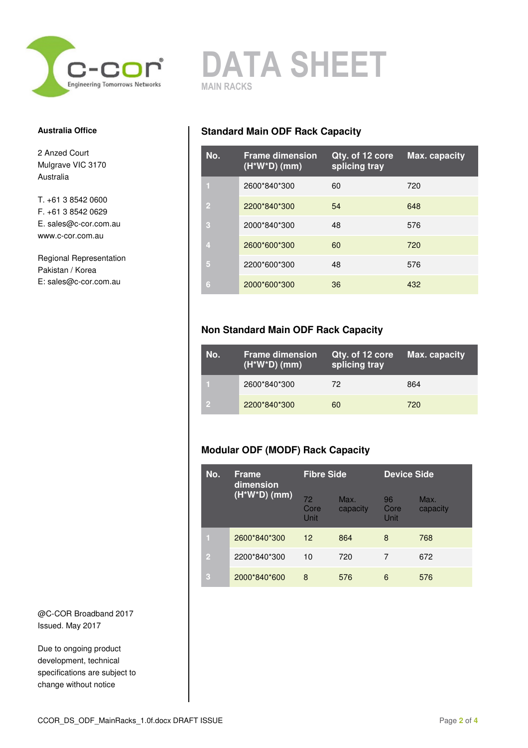# DATA SHEET

MAIN RACKS

**Australia Office**

2 Anzed Court
Mulgrave VIC 3170
Australia

T. +61 3 8542 0600
F. +61 3 8542 0629
E. sales@c-cor.com.au
www.c-cor.com.au

Regional Representation
Pakistan / Korea
E: sales@c-cor.com.au

## Standard Main ODF Rack Capacity

| No. | Frame dimension (H*W*D) (mm) | Qty. of 12 core splicing tray | Max. capacity |
|---|---|---|---|
| 1 | 2600*840*300 | 60 | 720 |
| 2 | 2200*840*300 | 54 | 648 |
| 3 | 2000*840*300 | 48 | 576 |
| 4 | 2600*600*300 | 60 | 720 |
| 5 | 2200*600*300 | 48 | 576 |
| 6 | 2000*600*300 | 36 | 432 |

## Non Standard Main ODF Rack Capacity

| No. | Frame dimension (H*W*D) (mm) | Qty. of 12 core splicing tray | Max. capacity |
|---|---|---|---|
| 1 | 2600*840*300 | 72 | 864 |
| 2 | 2200*840*300 | 60 | 720 |

## Modular ODF (MODF) Rack Capacity

| No. | Frame dimension (H*W*D) (mm) | Fibre Side | | Device Side | |
|---|---|---|---|---|---|
| | | 72 Core Unit | Max. capacity | 96 Core Unit | Max. capacity |
| 1 | 2600*840*300 | 12 | 864 | 8 | 768 |
| 2 | 2200*840*300 | 10 | 720 | 7 | 672 |
| 3 | 2000*840*600 | 8 | 576 | 6 | 576 |

@C-COR Broadband 2017
Issued. May 2017

Due to ongoing product development, technical specifications are subject to change without notice

CCOR_DS_ODF_MainRacks_1.0f.docx DRAFT ISSUE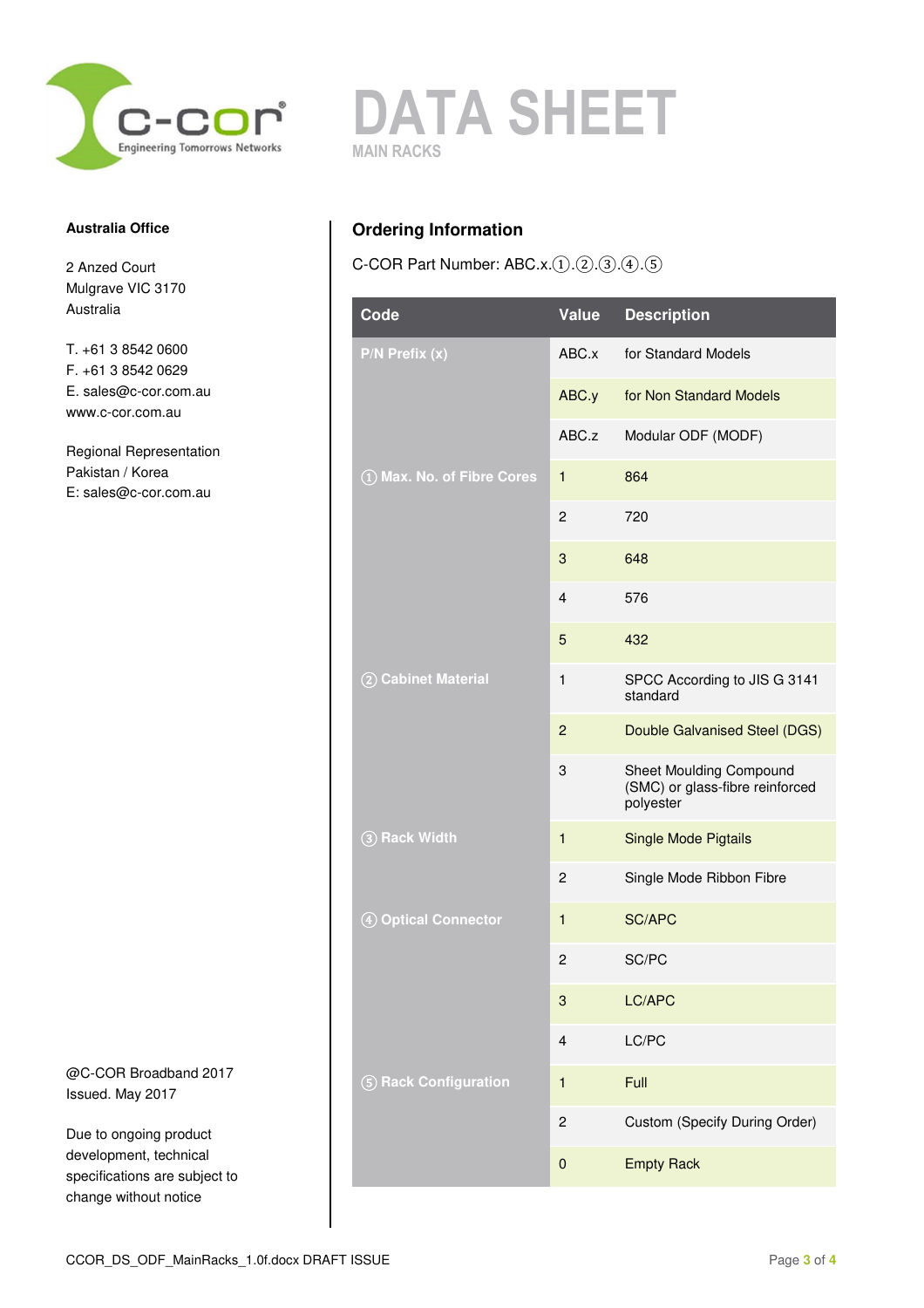# DATA SHEET

MAIN RACKS

**Australia Office**

2 Anzed Court
Mulgrave VIC 3170
Australia

T. +61 3 8542 0600
F. +61 3 8542 0629
E. sales@c-cor.com.au
www.c-cor.com.au

Regional Representation
Pakistan / Korea
E: sales@c-cor.com.au

## Ordering Information

C-COR Part Number: ABC.x.①.②.③.④.⑤

| Code | Value | Description |
|---|---|---|
| P/N Prefix (x) | ABC.x | for Standard Models |
| | ABC.y | for Non Standard Models |
| | ABC.z | Modular ODF (MODF) |
| ① Max. No. of Fibre Cores | 1 | 864 |
| | 2 | 720 |
| | 3 | 648 |
| | 4 | 576 |
| | 5 | 432 |
| ② Cabinet Material | 1 | SPCC According to JIS G 3141 standard |
| | 2 | Double Galvanised Steel (DGS) |
| | 3 | Sheet Moulding Compound (SMC) or glass-fibre reinforced polyester |
| ③ Rack Width | 1 | Single Mode Pigtails |
| | 2 | Single Mode Ribbon Fibre |
| ④ Optical Connector | 1 | SC/APC |
| | 2 | SC/PC |
| | 3 | LC/APC |
| | 4 | LC/PC |
| ⑤ Rack Configuration | 1 | Full |
| | 2 | Custom (Specify During Order) |
| | 0 | Empty Rack |

@C-COR Broadband 2017
Issued. May 2017

Due to ongoing product development, technical specifications are subject to change without notice

CCOR_DS_ODF_MainRacks_1.0f.docx DRAFT ISSUE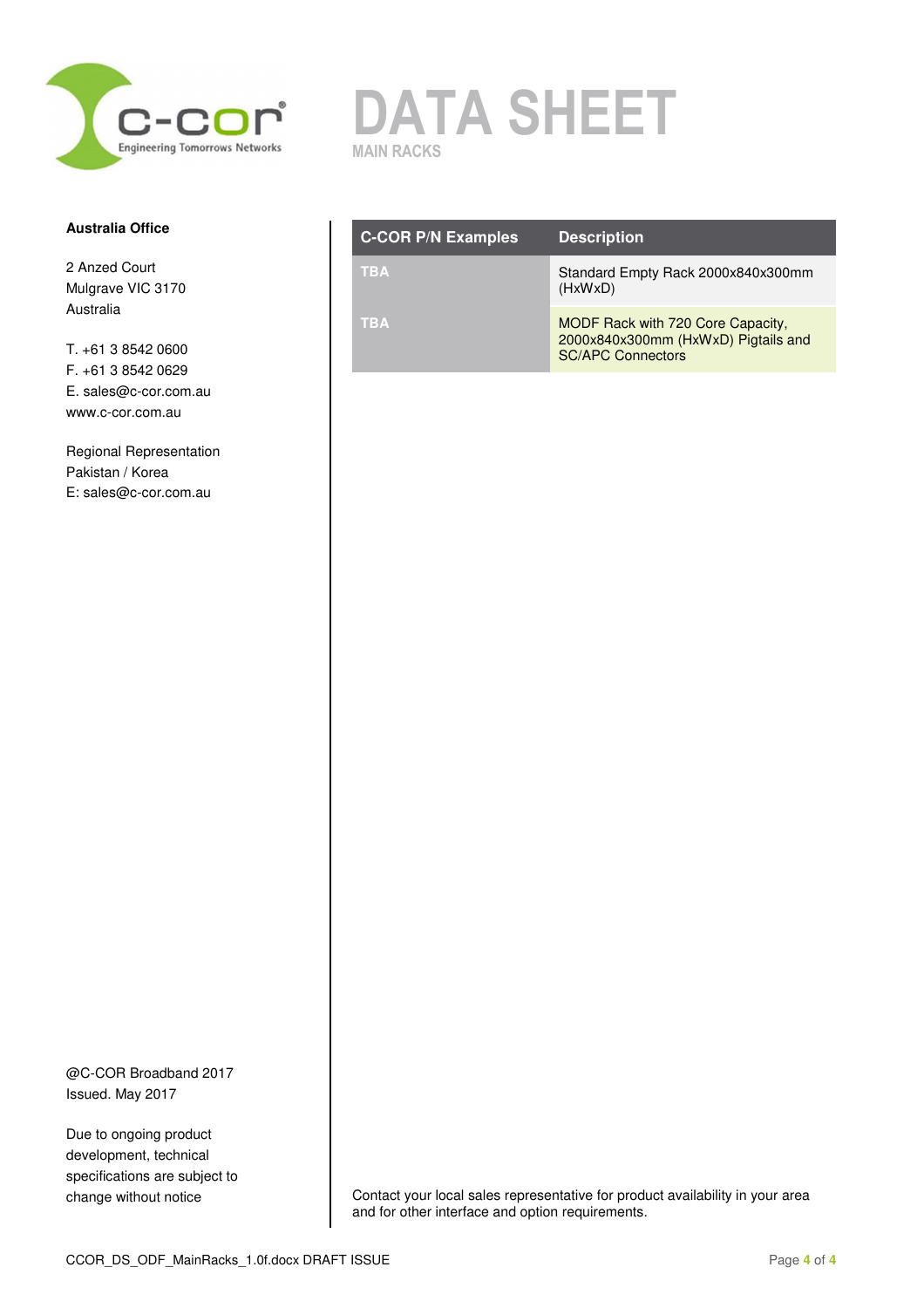# DATA SHEET

MAIN RACKS

**Australia Office**

2 Anzed Court
Mulgrave VIC 3170
Australia

T. +61 3 8542 0600
F. +61 3 8542 0629
E. sales@c-cor.com.au
www.c-cor.com.au

Regional Representation
Pakistan / Korea
E: sales@c-cor.com.au

| C-COR P/N Examples | Description |
|---|---|
| TBA | Standard Empty Rack 2000x840x300mm (HxWxD) |
| TBA | MODF Rack with 720 Core Capacity, 2000x840x300mm (HxWxD) Pigtails and SC/APC Connectors |

@C-COR Broadband 2017
Issued. May 2017

Due to ongoing product development, technical specifications are subject to change without notice

Contact your local sales representative for product availability in your area and for other interface and option requirements.

CCOR_DS_ODF_MainRacks_1.0f.docx DRAFT ISSUE